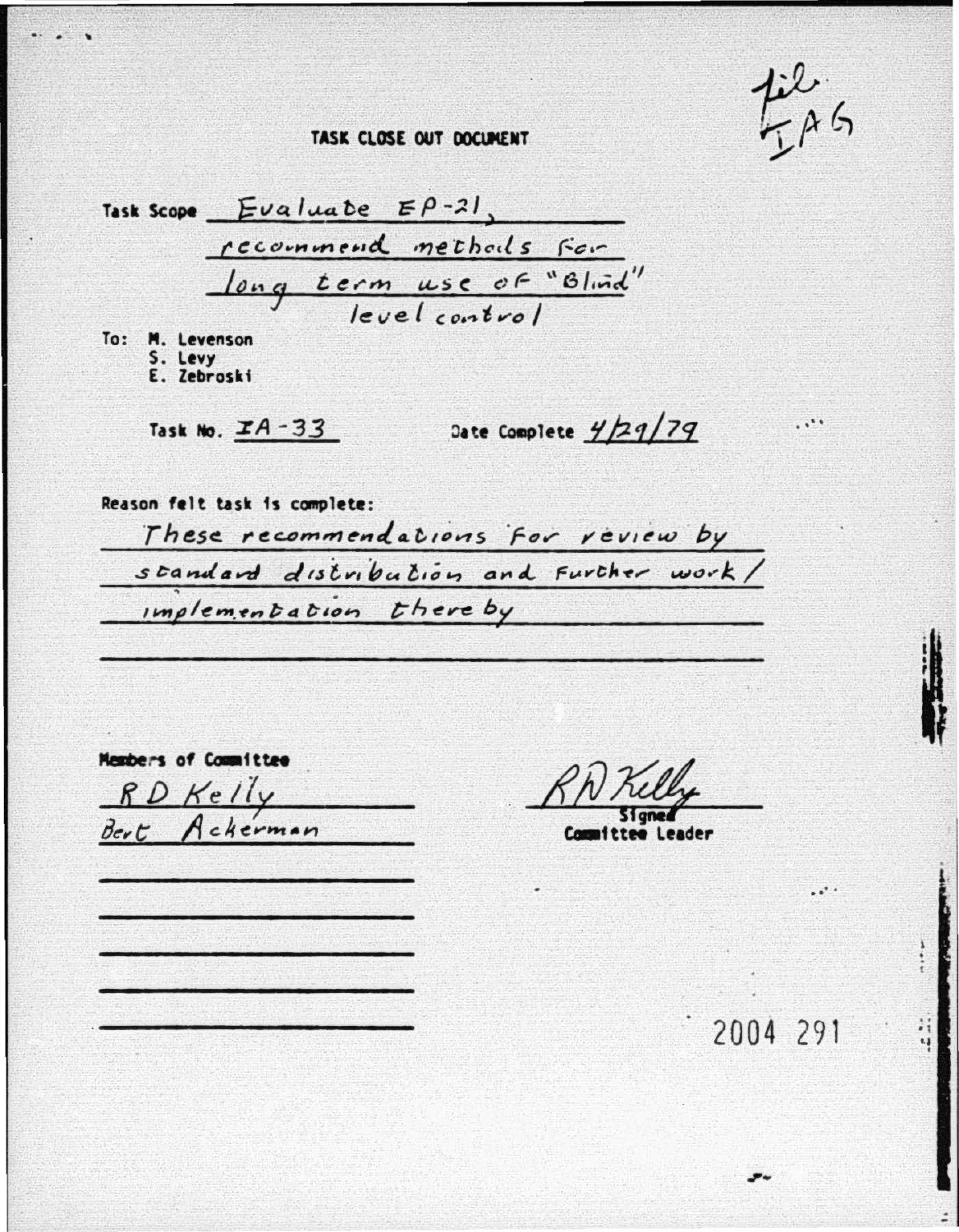file IAG

# TASK CLOSE OUT DOCUMENT

Task Scope Evaluate EP-21, recommend methods for long term use of "Blind" level control

To: M. Levenson
S. Levy
E. Zebroski

Task No. IA-33 Date Complete 4/29/79

Reason felt task is complete:

These recommendations for review by standard distribution and further work / implementation thereby

Members of Committee

RD Kelly
Bert Ackerman

RD Kelly
Signed
Committee Leader

2004 291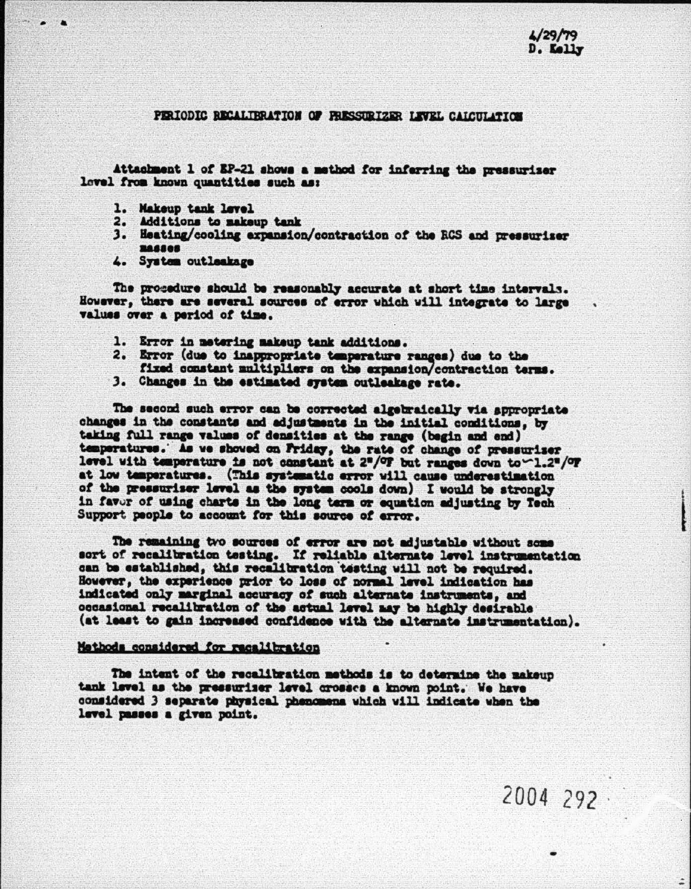4/29/79
D. Kelly

# PERIODIC RECALIBRATION OF PRESSURIZER LEVEL CALCULATION

Attachment 1 of EP-21 shows a method for inferring the pressurizer level from known quantities such as:

1. Makeup tank level
2. Additions to makeup tank
3. Heating/cooling expansion/contraction of the RCS and pressurizer masses
4. System outleakage

The procedure should be reasonably accurate at short time intervals. However, there are several sources of error which will integrate to large values over a period of time.

1. Error in metering makeup tank additions.
2. Error (due to inappropriate temperature ranges) due to the fixed constant multipliers on the expansion/contraction terms.
3. Changes in the estimated system outleakage rate.

The second such error can be corrected algebraically via appropriate changes in the constants and adjustments in the initial conditions, by taking full range values of densities at the range (begin and end) temperatures. As we showed on Friday, the rate of change of pressurizer level with temperature is not constant at 2"/°F but ranges down to ~1.2"/°F at low temperatures. (This systematic error will cause underestimation of the pressurizer level as the system cools down) I would be strongly in favor of using charts in the long term or equation adjusting by Tech Support people to account for this source of error.

The remaining two sources of error are not adjustable without some sort of recalibration testing. If reliable alternate level instrumentation can be established, this recalibration testing will not be required. However, the experience prior to loss of normal level indication has indicated only marginal accuracy of such alternate instruments, and occasional recalibration of the actual level may be highly desirable (at least to gain increased confidence with the alternate instrumentation).

## Methods considered for recalibration

The intent of the recalibration methods is to determine the makeup tank level as the pressurizer level crosses a known point. We have considered 3 separate physical phenomena which will indicate when the level passes a given point.

2004 292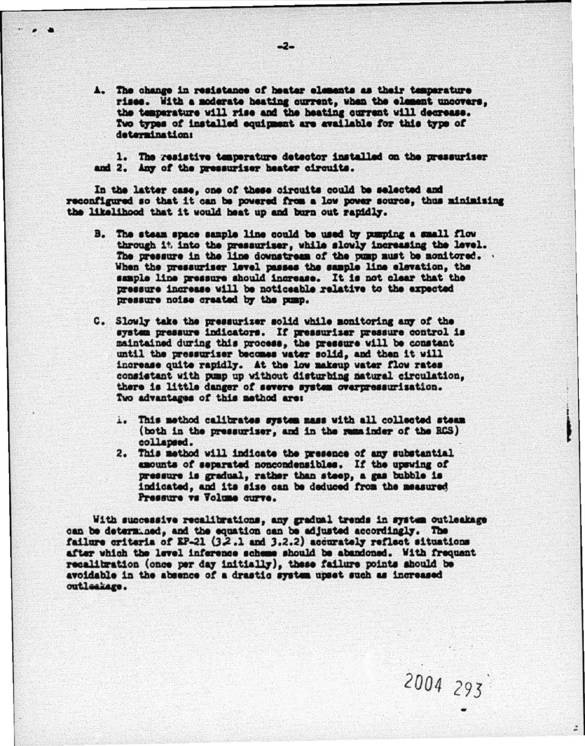A. The change in resistance of heater elements as their temperature rises. With a moderate heating current, when the element uncovers, the temperature will rise and the heating current will decrease. Two types of installed equipment are available for this type of determination:

1. The resistive temperature detector installed on the pressuriser and 2. Any of the pressuriser heater circuits.

In the latter case, one of these circuits could be selected and reconfigured so that it can be powered from a low power source, thus minimising the likelihood that it would heat up and burn out rapidly.

B. The steam space sample line could be used by pumping a small flow through it into the pressuriser, while slowly increasing the level. The pressure in the line downstream of the pump must be monitored. When the pressuriser level passes the sample line elevation, the sample line pressure should increase. It is not clear that the pressure increase will be noticeable relative to the expected pressure noise created by the pump.

C. Slowly take the pressurizer solid while monitoring any of the system pressure indicators. If pressurizer pressure control is maintained during this process, the pressure will be constant until the pressurizer becomes water solid, and then it will increase quite rapidly. At the low makeup water flow rates consistant with pump up without disturbing natural circulation, there is little danger of severe system overpressurization. Two advantages of this method are:

1. This method calibrates system mass with all collected steam (both in the pressurizer, and in the remainder of the RCS) collapsed.
2. This method will indicate the presence of any substantial amounts of separated noncondensibles. If the upswing of pressure is gradual, rather than steep, a gas bubble is indicated, and its size can be deduced from the measured Pressure vs Volume curve.

With successive recalibrations, any gradual trends in system outleakage can be determined, and the equation can be adjusted accordingly. The failure criteria of EP-21 (3.2.1 and 3.2.2) accurately reflect situations after which the level inference scheme should be abandoned. With frequent recalibration (once per day initially), these failure points should be avoidable in the absence of a drastic system upset such as increased outleakage.

2004 293